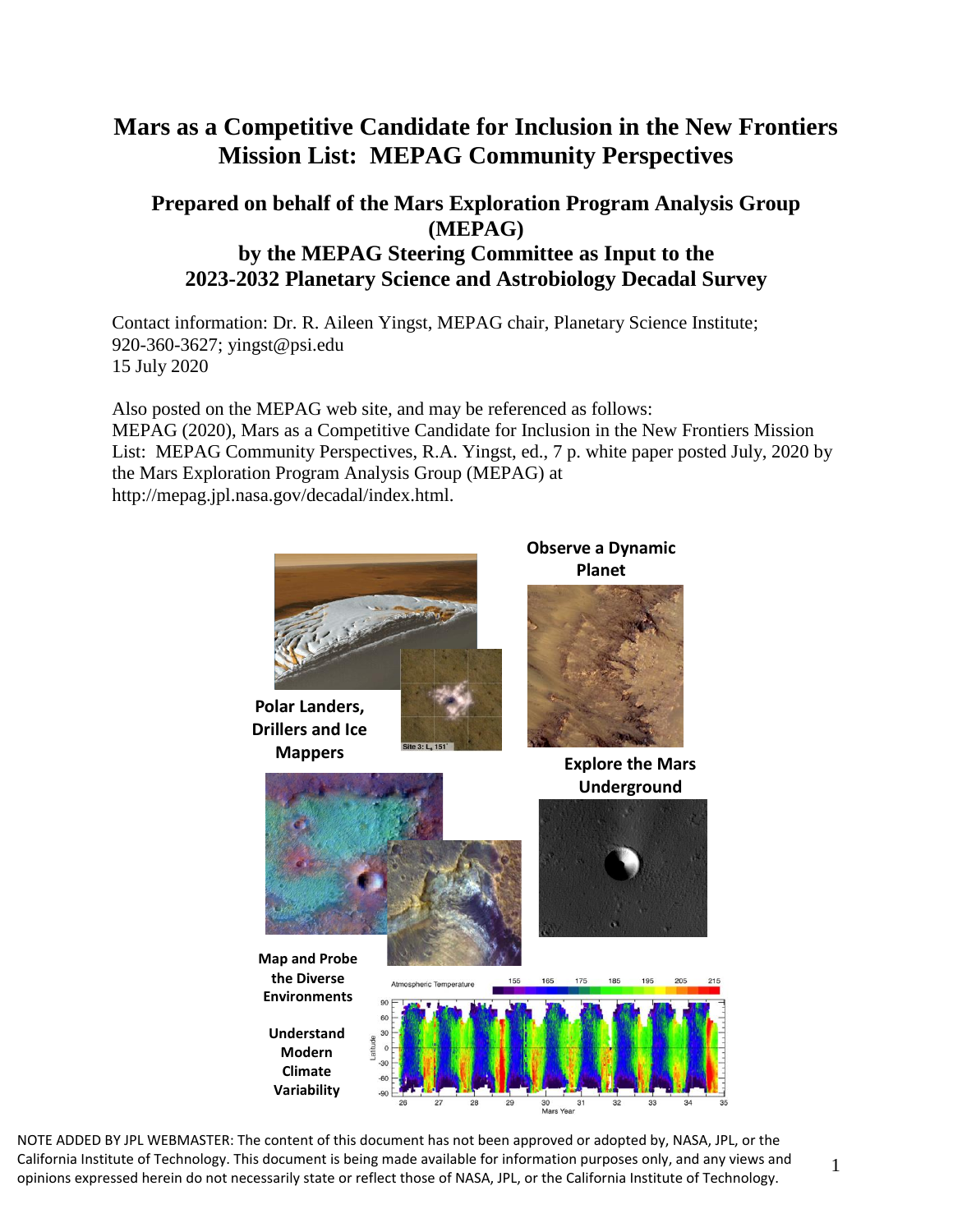# Mars as a Competitive Candidate for Inclusion in the New Frontiers Mission List: MEPAG Community Perspectives

## Prepared on behalf of the Mars Exploration Program Analysis Group (MEPAG) by the MEPAG Steering Committee as Input to the 2023-2032 Planetary Science and Astrobiology Decadal Survey

Contact information: Dr. R. Aileen Yingst, MEPAG chair, Planetary Science Institute; 920-360-3627; yingst@psi.edu
15 July 2020

Also posted on the MEPAG web site, and may be referenced as follows:
MEPAG (2020), Mars as a Competitive Candidate for Inclusion in the New Frontiers Mission List: MEPAG Community Perspectives, R.A. Yingst, ed., 7 p. white paper posted July, 2020 by the Mars Exploration Program Analysis Group (MEPAG) at http://mepag.jpl.nasa.gov/decadal/index.html.

**Polar Landers, Drillers and Ice Mappers**

**Observe a Dynamic Planet**

**Explore the Mars Underground**

**Map and Probe the Diverse Environments**

**Understand Modern Climate Variability**

NOTE ADDED BY JPL WEBMASTER: The content of this document has not been approved or adopted by, NASA, JPL, or the California Institute of Technology. This document is being made available for information purposes only, and any views and opinions expressed herein do not necessarily state or reflect those of NASA, JPL, or the California Institute of Technology.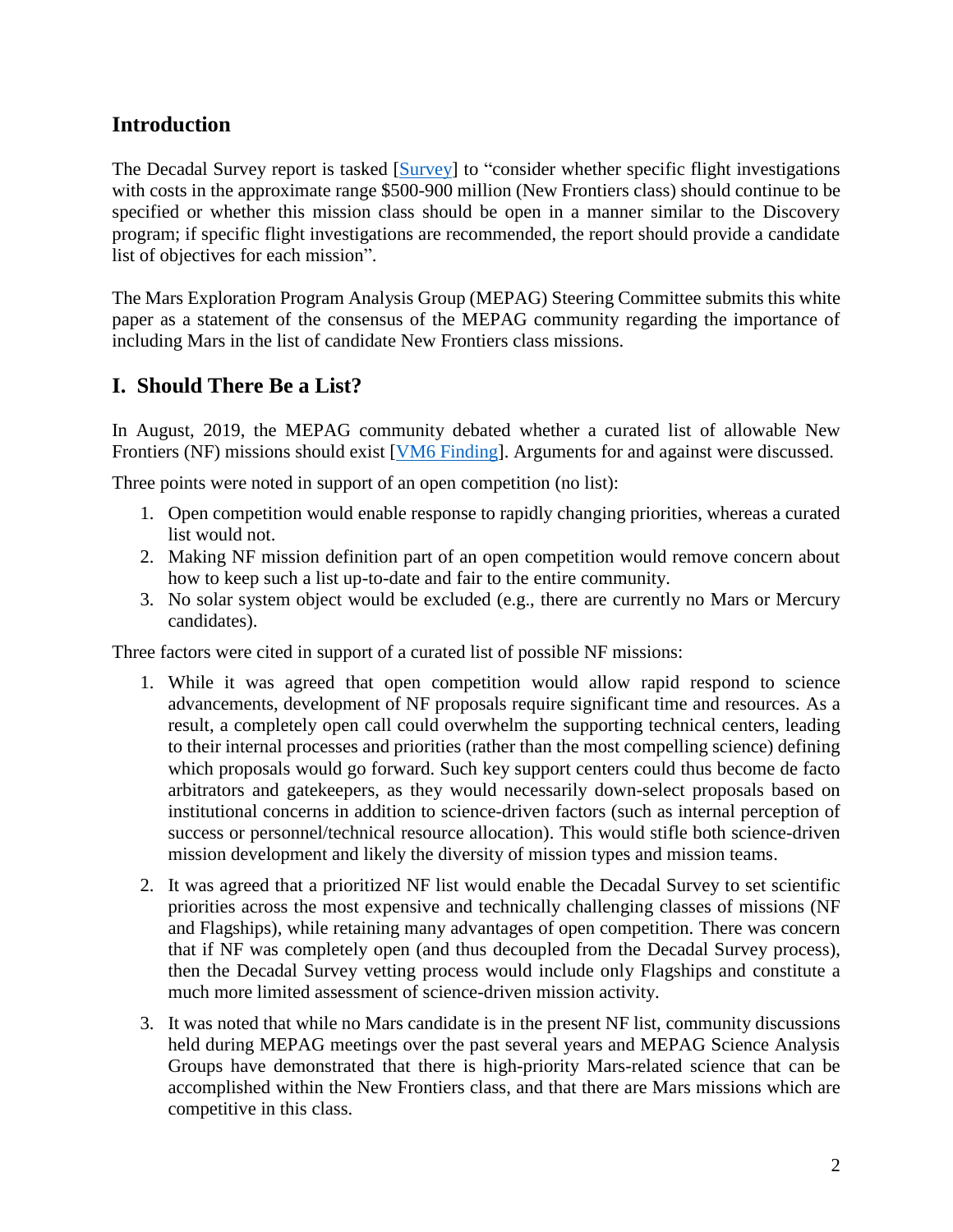## Introduction

The Decadal Survey report is tasked [Survey] to "consider whether specific flight investigations with costs in the approximate range $500-900 million (New Frontiers class) should continue to be specified or whether this mission class should be open in a manner similar to the Discovery program; if specific flight investigations are recommended, the report should provide a candidate list of objectives for each mission".

The Mars Exploration Program Analysis Group (MEPAG) Steering Committee submits this white paper as a statement of the consensus of the MEPAG community regarding the importance of including Mars in the list of candidate New Frontiers class missions.

## I. Should There Be a List?

In August, 2019, the MEPAG community debated whether a curated list of allowable New Frontiers (NF) missions should exist [VM6 Finding]. Arguments for and against were discussed.

Three points were noted in support of an open competition (no list):

1. Open competition would enable response to rapidly changing priorities, whereas a curated list would not.
2. Making NF mission definition part of an open competition would remove concern about how to keep such a list up-to-date and fair to the entire community.
3. No solar system object would be excluded (e.g., there are currently no Mars or Mercury candidates).

Three factors were cited in support of a curated list of possible NF missions:

1. While it was agreed that open competition would allow rapid respond to science advancements, development of NF proposals require significant time and resources. As a result, a completely open call could overwhelm the supporting technical centers, leading to their internal processes and priorities (rather than the most compelling science) defining which proposals would go forward. Such key support centers could thus become de facto arbitrators and gatekeepers, as they would necessarily down-select proposals based on institutional concerns in addition to science-driven factors (such as internal perception of success or personnel/technical resource allocation). This would stifle both science-driven mission development and likely the diversity of mission types and mission teams.

2. It was agreed that a prioritized NF list would enable the Decadal Survey to set scientific priorities across the most expensive and technically challenging classes of missions (NF and Flagships), while retaining many advantages of open competition. There was concern that if NF was completely open (and thus decoupled from the Decadal Survey process), then the Decadal Survey vetting process would include only Flagships and constitute a much more limited assessment of science-driven mission activity.

3. It was noted that while no Mars candidate is in the present NF list, community discussions held during MEPAG meetings over the past several years and MEPAG Science Analysis Groups have demonstrated that there is high-priority Mars-related science that can be accomplished within the New Frontiers class, and that there are Mars missions which are competitive in this class.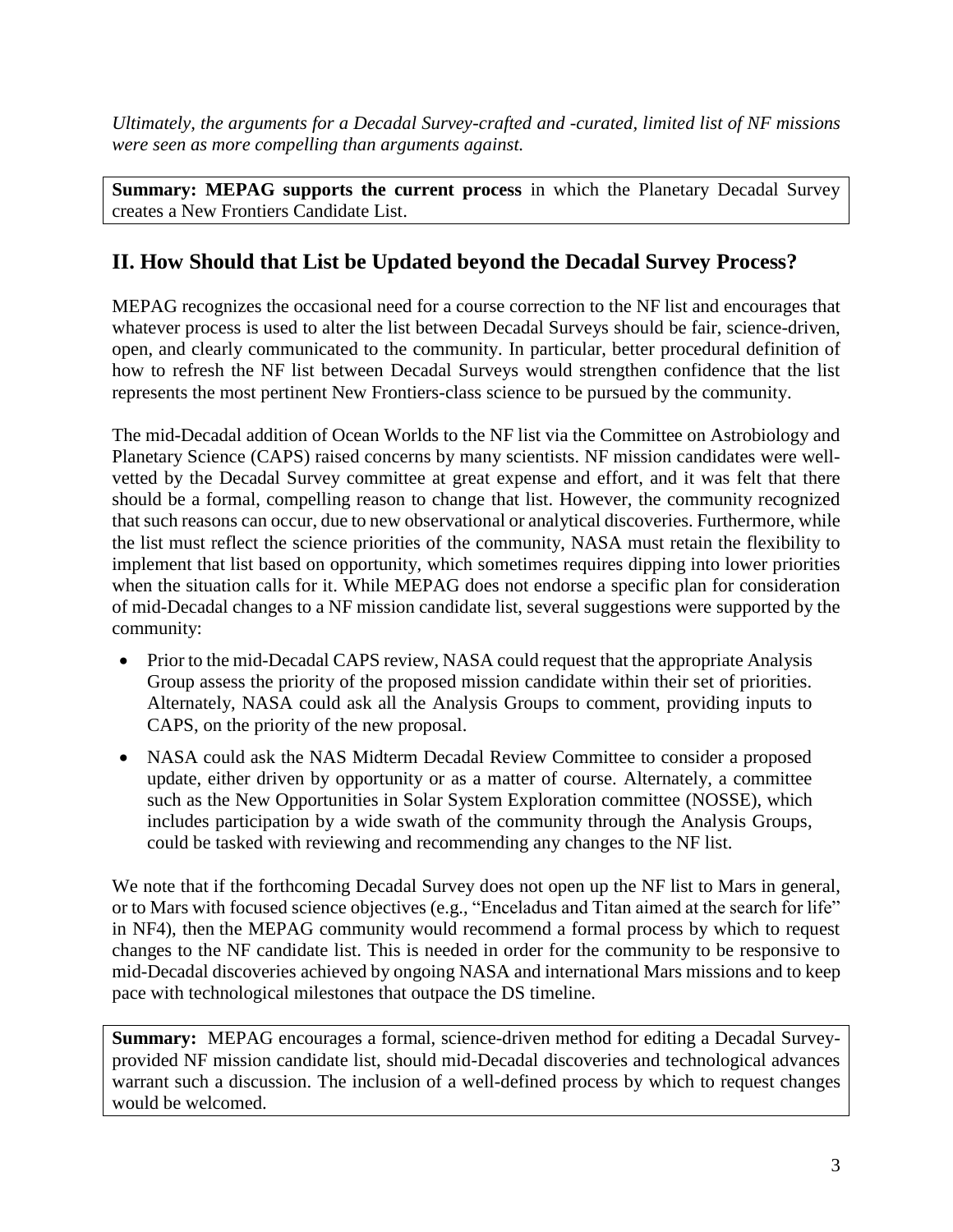*Ultimately, the arguments for a Decadal Survey-crafted and -curated, limited list of NF missions were seen as more compelling than arguments against.*

**Summary: MEPAG supports the current process** in which the Planetary Decadal Survey creates a New Frontiers Candidate List.

## II. How Should that List be Updated beyond the Decadal Survey Process?

MEPAG recognizes the occasional need for a course correction to the NF list and encourages that whatever process is used to alter the list between Decadal Surveys should be fair, science-driven, open, and clearly communicated to the community. In particular, better procedural definition of how to refresh the NF list between Decadal Surveys would strengthen confidence that the list represents the most pertinent New Frontiers-class science to be pursued by the community.

The mid-Decadal addition of Ocean Worlds to the NF list via the Committee on Astrobiology and Planetary Science (CAPS) raised concerns by many scientists. NF mission candidates were well-vetted by the Decadal Survey committee at great expense and effort, and it was felt that there should be a formal, compelling reason to change that list. However, the community recognized that such reasons can occur, due to new observational or analytical discoveries. Furthermore, while the list must reflect the science priorities of the community, NASA must retain the flexibility to implement that list based on opportunity, which sometimes requires dipping into lower priorities when the situation calls for it. While MEPAG does not endorse a specific plan for consideration of mid-Decadal changes to a NF mission candidate list, several suggestions were supported by the community:

- Prior to the mid-Decadal CAPS review, NASA could request that the appropriate Analysis Group assess the priority of the proposed mission candidate within their set of priorities. Alternately, NASA could ask all the Analysis Groups to comment, providing inputs to CAPS, on the priority of the new proposal.
- NASA could ask the NAS Midterm Decadal Review Committee to consider a proposed update, either driven by opportunity or as a matter of course. Alternately, a committee such as the New Opportunities in Solar System Exploration committee (NOSSE), which includes participation by a wide swath of the community through the Analysis Groups, could be tasked with reviewing and recommending any changes to the NF list.

We note that if the forthcoming Decadal Survey does not open up the NF list to Mars in general, or to Mars with focused science objectives (e.g., "Enceladus and Titan aimed at the search for life" in NF4), then the MEPAG community would recommend a formal process by which to request changes to the NF candidate list. This is needed in order for the community to be responsive to mid-Decadal discoveries achieved by ongoing NASA and international Mars missions and to keep pace with technological milestones that outpace the DS timeline.

**Summary:** MEPAG encourages a formal, science-driven method for editing a Decadal Survey-provided NF mission candidate list, should mid-Decadal discoveries and technological advances warrant such a discussion. The inclusion of a well-defined process by which to request changes would be welcomed.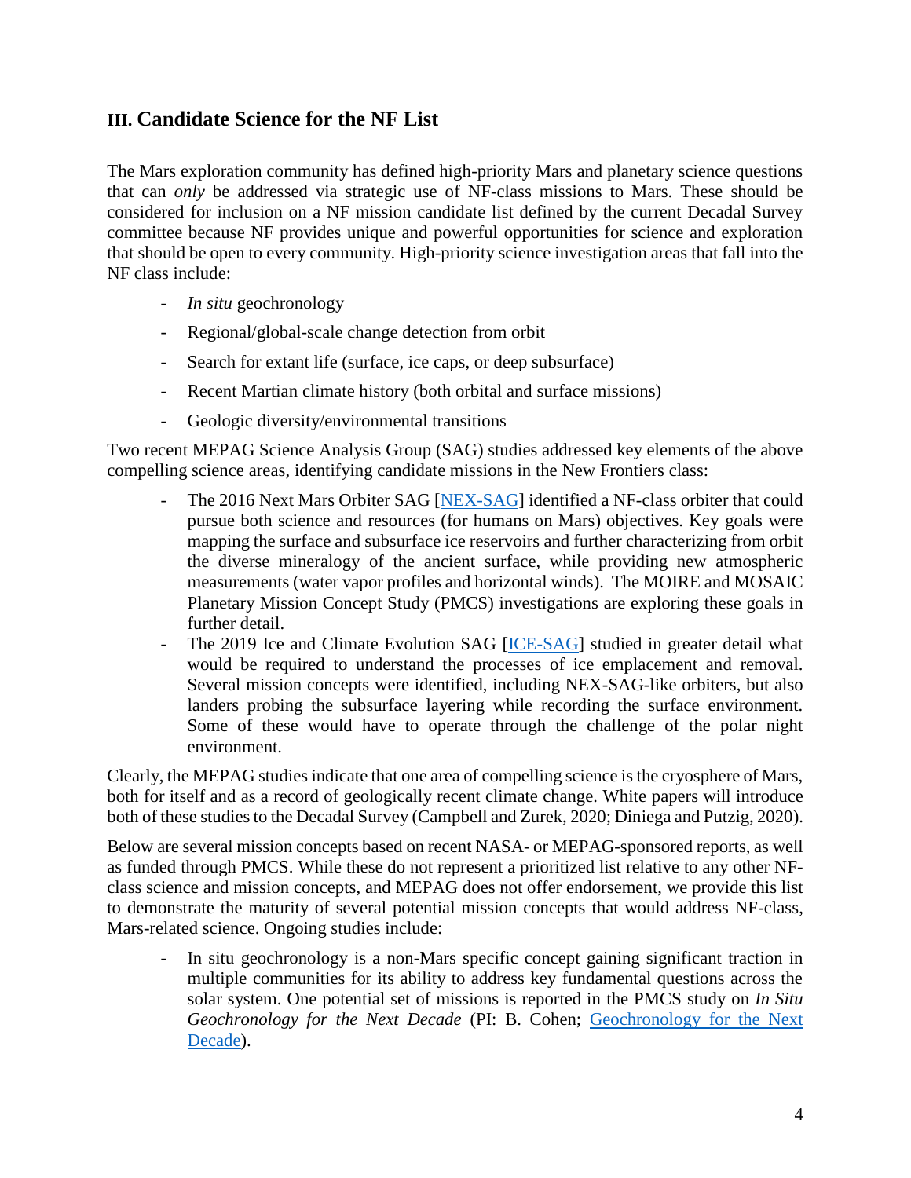## III. Candidate Science for the NF List

The Mars exploration community has defined high-priority Mars and planetary science questions that can *only* be addressed via strategic use of NF-class missions to Mars. These should be considered for inclusion on a NF mission candidate list defined by the current Decadal Survey committee because NF provides unique and powerful opportunities for science and exploration that should be open to every community. High-priority science investigation areas that fall into the NF class include:

- *In situ* geochronology
- Regional/global-scale change detection from orbit
- Search for extant life (surface, ice caps, or deep subsurface)
- Recent Martian climate history (both orbital and surface missions)
- Geologic diversity/environmental transitions

Two recent MEPAG Science Analysis Group (SAG) studies addressed key elements of the above compelling science areas, identifying candidate missions in the New Frontiers class:

- The 2016 Next Mars Orbiter SAG [NEX-SAG] identified a NF-class orbiter that could pursue both science and resources (for humans on Mars) objectives. Key goals were mapping the surface and subsurface ice reservoirs and further characterizing from orbit the diverse mineralogy of the ancient surface, while providing new atmospheric measurements (water vapor profiles and horizontal winds). The MOIRE and MOSAIC Planetary Mission Concept Study (PMCS) investigations are exploring these goals in further detail.
- The 2019 Ice and Climate Evolution SAG [ICE-SAG] studied in greater detail what would be required to understand the processes of ice emplacement and removal. Several mission concepts were identified, including NEX-SAG-like orbiters, but also landers probing the subsurface layering while recording the surface environment. Some of these would have to operate through the challenge of the polar night environment.

Clearly, the MEPAG studies indicate that one area of compelling science is the cryosphere of Mars, both for itself and as a record of geologically recent climate change. White papers will introduce both of these studies to the Decadal Survey (Campbell and Zurek, 2020; Diniega and Putzig, 2020).

Below are several mission concepts based on recent NASA- or MEPAG-sponsored reports, as well as funded through PMCS. While these do not represent a prioritized list relative to any other NF-class science and mission concepts, and MEPAG does not offer endorsement, we provide this list to demonstrate the maturity of several potential mission concepts that would address NF-class, Mars-related science. Ongoing studies include:

- In situ geochronology is a non-Mars specific concept gaining significant traction in multiple communities for its ability to address key fundamental questions across the solar system. One potential set of missions is reported in the PMCS study on *In Situ Geochronology for the Next Decade* (PI: B. Cohen; Geochronology for the Next Decade).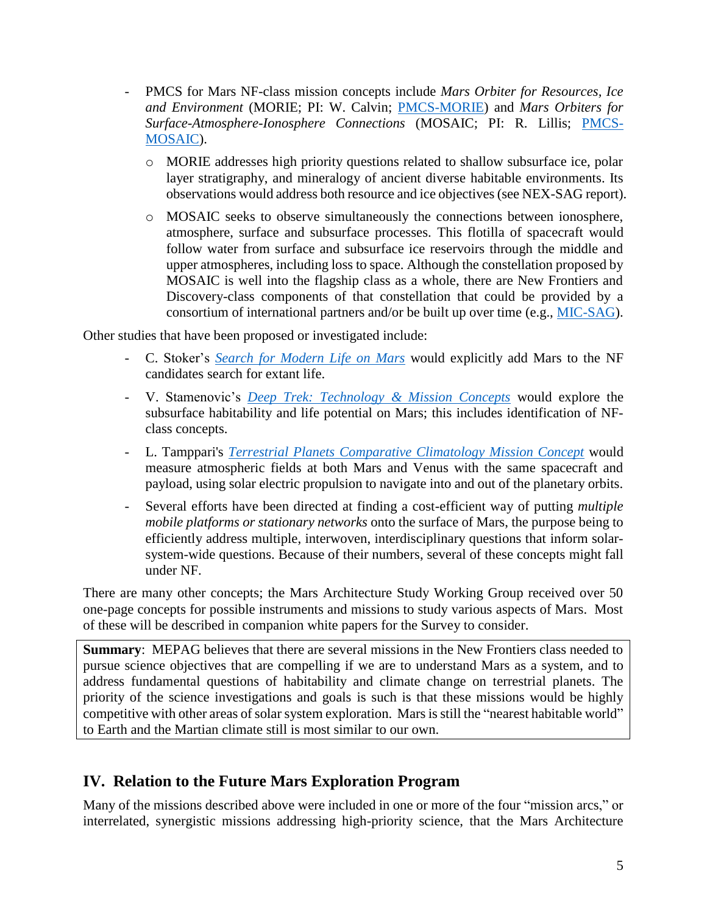- PMCS for Mars NF-class mission concepts include *Mars Orbiter for Resources, Ice and Environment* (MORIE; PI: W. Calvin; PMCS-MORIE) and *Mars Orbiters for Surface-Atmosphere-Ionosphere Connections* (MOSAIC; PI: R. Lillis; PMCS-MOSAIC).
    - MORIE addresses high priority questions related to shallow subsurface ice, polar layer stratigraphy, and mineralogy of ancient diverse habitable environments. Its observations would address both resource and ice objectives (see NEX-SAG report).
    - MOSAIC seeks to observe simultaneously the connections between ionosphere, atmosphere, surface and subsurface processes. This flotilla of spacecraft would follow water from surface and subsurface ice reservoirs through the middle and upper atmospheres, including loss to space. Although the constellation proposed by MOSAIC is well into the flagship class as a whole, there are New Frontiers and Discovery-class components of that constellation that could be provided by a consortium of international partners and/or be built up over time (e.g., MIC-SAG).

Other studies that have been proposed or investigated include:

- C. Stoker's *Search for Modern Life on Mars* would explicitly add Mars to the NF candidates search for extant life.
- V. Stamenovic's *Deep Trek: Technology & Mission Concepts* would explore the subsurface habitability and life potential on Mars; this includes identification of NF-class concepts.
- L. Tamppari's *Terrestrial Planets Comparative Climatology Mission Concept* would measure atmospheric fields at both Mars and Venus with the same spacecraft and payload, using solar electric propulsion to navigate into and out of the planetary orbits.
- Several efforts have been directed at finding a cost-efficient way of putting *multiple mobile platforms or stationary networks* onto the surface of Mars, the purpose being to efficiently address multiple, interwoven, interdisciplinary questions that inform solar-system-wide questions. Because of their numbers, several of these concepts might fall under NF.

There are many other concepts; the Mars Architecture Study Working Group received over 50 one-page concepts for possible instruments and missions to study various aspects of Mars. Most of these will be described in companion white papers for the Survey to consider.

**Summary**: MEPAG believes that there are several missions in the New Frontiers class needed to pursue science objectives that are compelling if we are to understand Mars as a system, and to address fundamental questions of habitability and climate change on terrestrial planets. The priority of the science investigations and goals is such is that these missions would be highly competitive with other areas of solar system exploration. Mars is still the "nearest habitable world" to Earth and the Martian climate still is most similar to our own.

## IV. Relation to the Future Mars Exploration Program

Many of the missions described above were included in one or more of the four "mission arcs," or interrelated, synergistic missions addressing high-priority science, that the Mars Architecture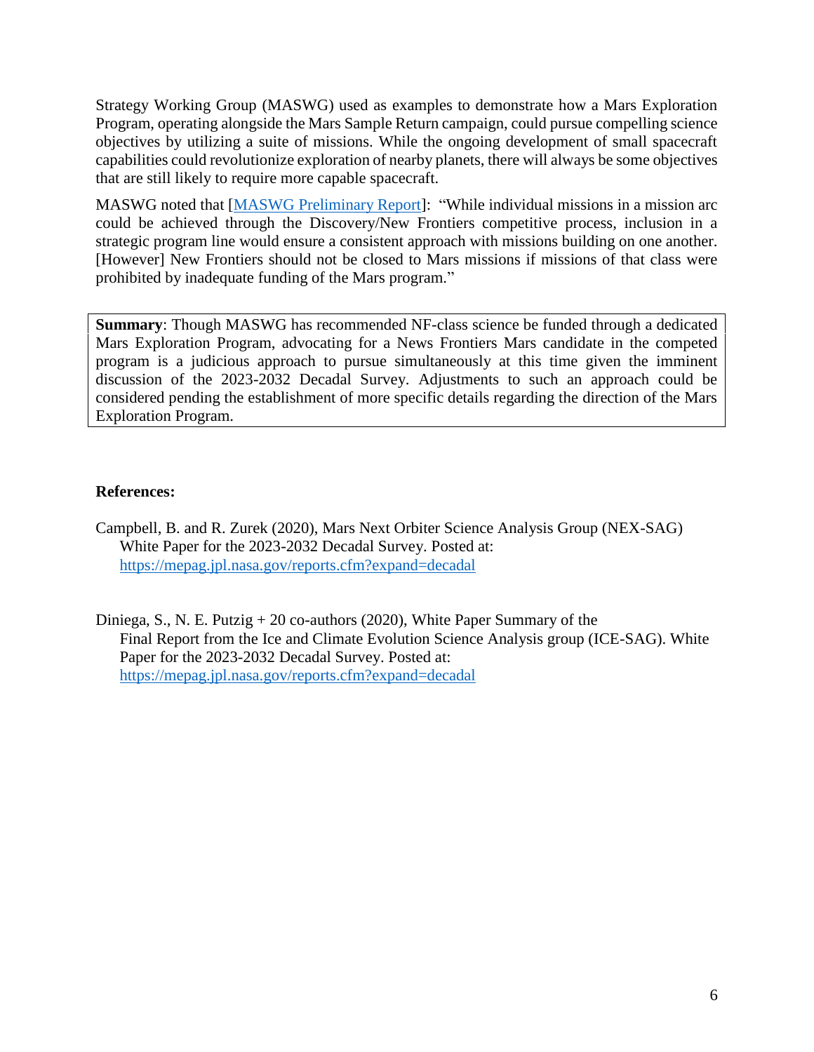Strategy Working Group (MASWG) used as examples to demonstrate how a Mars Exploration Program, operating alongside the Mars Sample Return campaign, could pursue compelling science objectives by utilizing a suite of missions. While the ongoing development of small spacecraft capabilities could revolutionize exploration of nearby planets, there will always be some objectives that are still likely to require more capable spacecraft.

MASWG noted that [MASWG Preliminary Report]: "While individual missions in a mission arc could be achieved through the Discovery/New Frontiers competitive process, inclusion in a strategic program line would ensure a consistent approach with missions building on one another. [However] New Frontiers should not be closed to Mars missions if missions of that class were prohibited by inadequate funding of the Mars program."

> **Summary**: Though MASWG has recommended NF-class science be funded through a dedicated Mars Exploration Program, advocating for a News Frontiers Mars candidate in the competed program is a judicious approach to pursue simultaneously at this time given the imminent discussion of the 2023-2032 Decadal Survey. Adjustments to such an approach could be considered pending the establishment of more specific details regarding the direction of the Mars Exploration Program.

**References:**

Campbell, B. and R. Zurek (2020), Mars Next Orbiter Science Analysis Group (NEX-SAG) White Paper for the 2023-2032 Decadal Survey. Posted at: https://mepag.jpl.nasa.gov/reports.cfm?expand=decadal

Diniega, S., N. E. Putzig + 20 co-authors (2020), White Paper Summary of the Final Report from the Ice and Climate Evolution Science Analysis group (ICE-SAG). White Paper for the 2023-2032 Decadal Survey. Posted at: https://mepag.jpl.nasa.gov/reports.cfm?expand=decadal